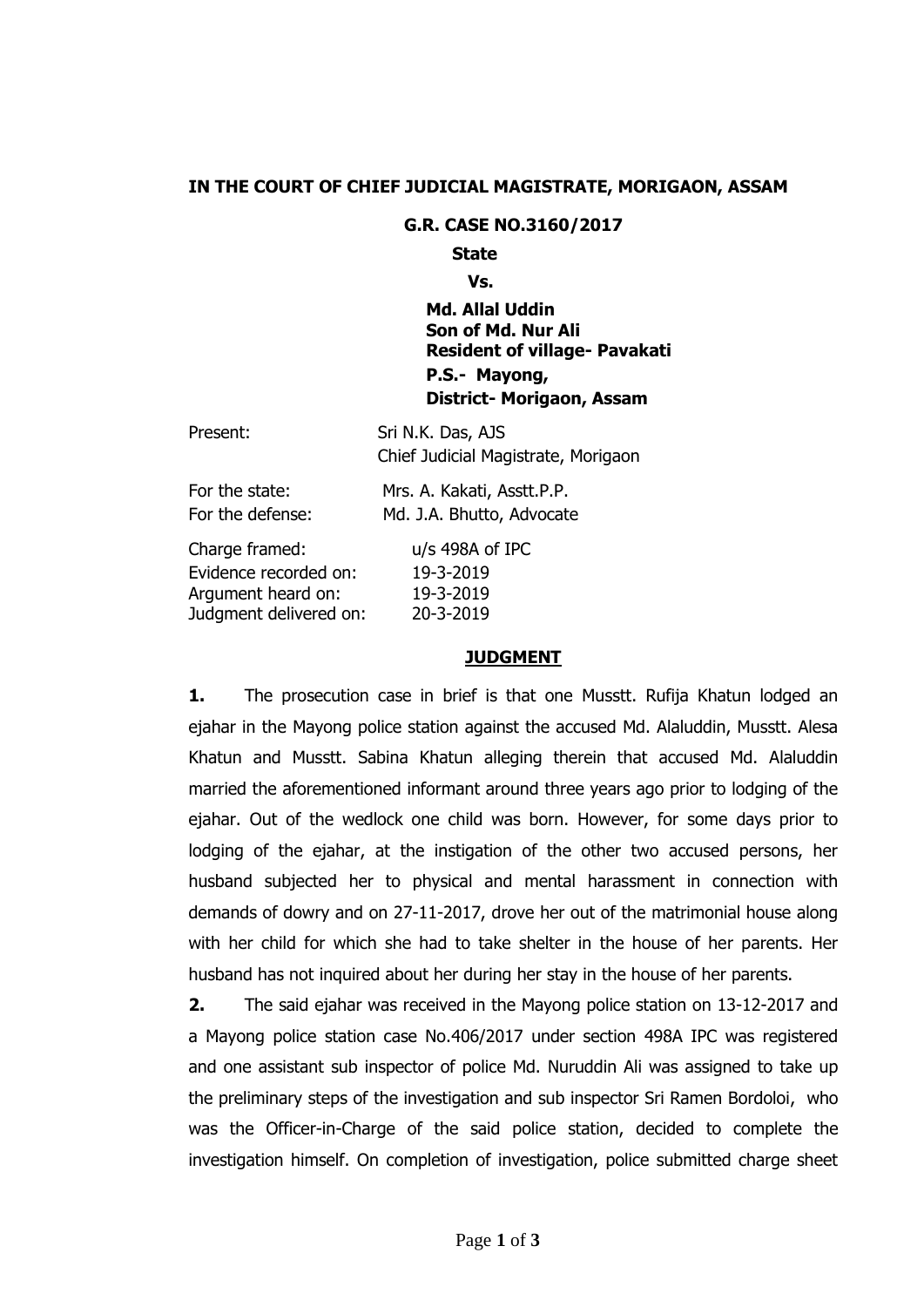**IN THE COURT OF CHIEF JUDICIAL MAGISTRATE, MORIGAON, ASSAM**

**G.R. CASE NO.3160/2017**

**State**

**Vs.**

**Md. Allal Uddin**
**Son of Md. Nur Ali**
**Resident of village- Pavakati**
**P.S.- Mayong,**
**District- Morigaon, Assam**

Present: Sri N.K. Das, AJS
Chief Judicial Magistrate, Morigaon

For the state: Mrs. A. Kakati, Asstt.P.P.
For the defense: Md. J.A. Bhutto, Advocate

Charge framed: u/s 498A of IPC
Evidence recorded on: 19-3-2019
Argument heard on: 19-3-2019
Judgment delivered on: 20-3-2019

## JUDGMENT

**1.** The prosecution case in brief is that one Musstt. Rufija Khatun lodged an ejahar in the Mayong police station against the accused Md. Alaluddin, Musstt. Alesa Khatun and Musstt. Sabina Khatun alleging therein that accused Md. Alaluddin married the aforementioned informant around three years ago prior to lodging of the ejahar. Out of the wedlock one child was born. However, for some days prior to lodging of the ejahar, at the instigation of the other two accused persons, her husband subjected her to physical and mental harassment in connection with demands of dowry and on 27-11-2017, drove her out of the matrimonial house along with her child for which she had to take shelter in the house of her parents. Her husband has not inquired about her during her stay in the house of her parents.

**2.** The said ejahar was received in the Mayong police station on 13-12-2017 and a Mayong police station case No.406/2017 under section 498A IPC was registered and one assistant sub inspector of police Md. Nuruddin Ali was assigned to take up the preliminary steps of the investigation and sub inspector Sri Ramen Bordoloi, who was the Officer-in-Charge of the said police station, decided to complete the investigation himself. On completion of investigation, police submitted charge sheet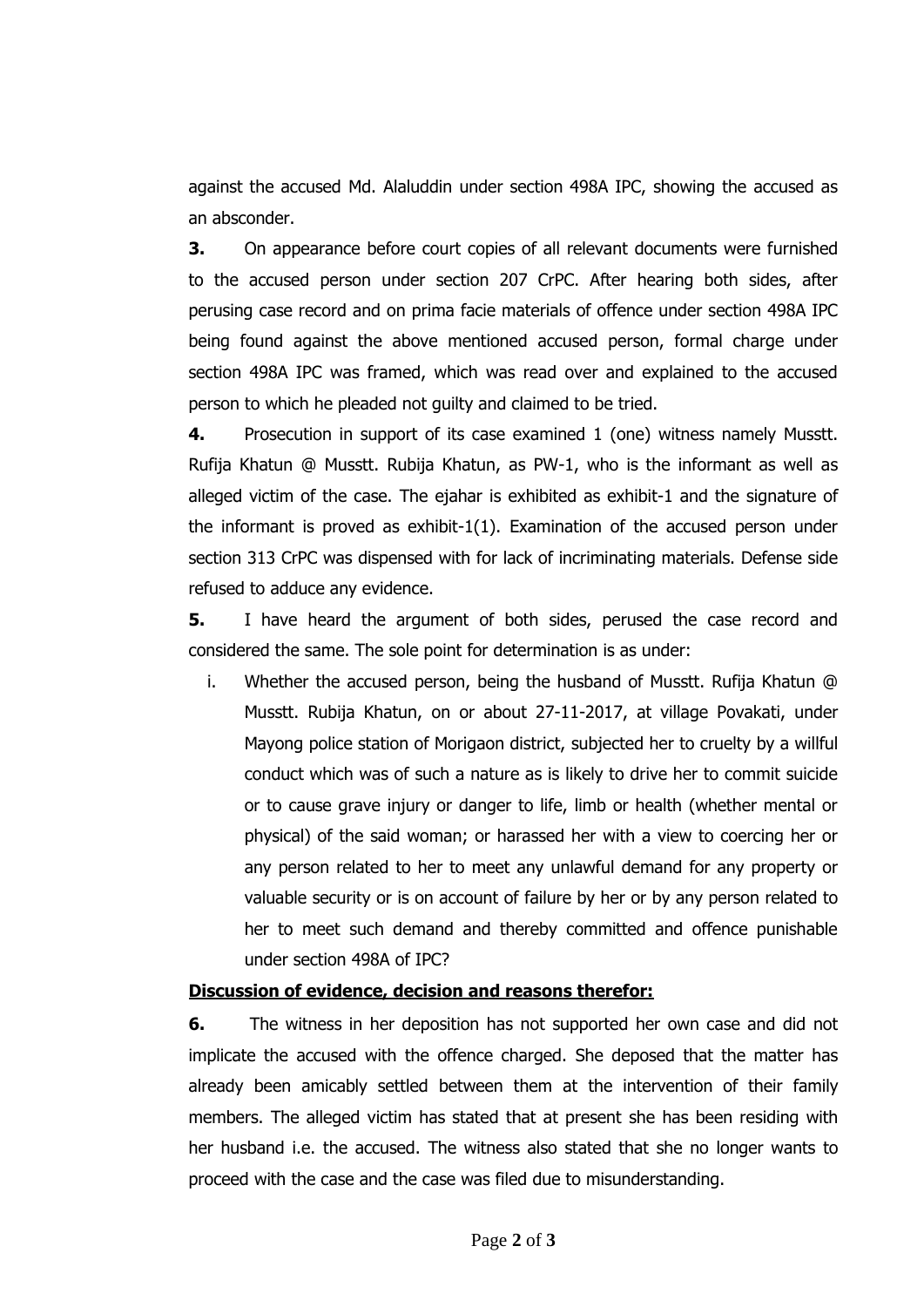against the accused Md. Alaluddin under section 498A IPC, showing the accused as an absconder.

**3.** On appearance before court copies of all relevant documents were furnished to the accused person under section 207 CrPC. After hearing both sides, after perusing case record and on prima facie materials of offence under section 498A IPC being found against the above mentioned accused person, formal charge under section 498A IPC was framed, which was read over and explained to the accused person to which he pleaded not guilty and claimed to be tried.

**4.** Prosecution in support of its case examined 1 (one) witness namely Musstt. Rufija Khatun @ Musstt. Rubija Khatun, as PW-1, who is the informant as well as alleged victim of the case. The ejahar is exhibited as exhibit-1 and the signature of the informant is proved as exhibit-1(1). Examination of the accused person under section 313 CrPC was dispensed with for lack of incriminating materials. Defense side refused to adduce any evidence.

**5.** I have heard the argument of both sides, perused the case record and considered the same. The sole point for determination is as under:

i. Whether the accused person, being the husband of Musstt. Rufija Khatun @ Musstt. Rubija Khatun, on or about 27-11-2017, at village Povakati, under Mayong police station of Morigaon district, subjected her to cruelty by a willful conduct which was of such a nature as is likely to drive her to commit suicide or to cause grave injury or danger to life, limb or health (whether mental or physical) of the said woman; or harassed her with a view to coercing her or any person related to her to meet any unlawful demand for any property or valuable security or is on account of failure by her or by any person related to her to meet such demand and thereby committed and offence punishable under section 498A of IPC?

**<u>Discussion of evidence, decision and reasons therefor:</u>**

**6.** The witness in her deposition has not supported her own case and did not implicate the accused with the offence charged. She deposed that the matter has already been amicably settled between them at the intervention of their family members. The alleged victim has stated that at present she has been residing with her husband i.e. the accused. The witness also stated that she no longer wants to proceed with the case and the case was filed due to misunderstanding.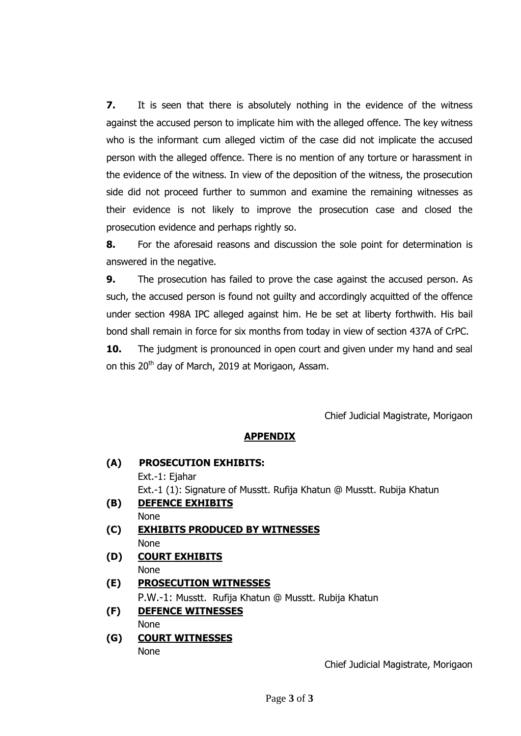**7.** It is seen that there is absolutely nothing in the evidence of the witness against the accused person to implicate him with the alleged offence. The key witness who is the informant cum alleged victim of the case did not implicate the accused person with the alleged offence. There is no mention of any torture or harassment in the evidence of the witness. In view of the deposition of the witness, the prosecution side did not proceed further to summon and examine the remaining witnesses as their evidence is not likely to improve the prosecution case and closed the prosecution evidence and perhaps rightly so.

**8.** For the aforesaid reasons and discussion the sole point for determination is answered in the negative.

**9.** The prosecution has failed to prove the case against the accused person. As such, the accused person is found not guilty and accordingly acquitted of the offence under section 498A IPC alleged against him. He be set at liberty forthwith. His bail bond shall remain in force for six months from today in view of section 437A of CrPC.

**10.** The judgment is pronounced in open court and given under my hand and seal on this 20th day of March, 2019 at Morigaon, Assam.

Chief Judicial Magistrate, Morigaon

## APPENDIX

**(A) PROSECUTION EXHIBITS:**

Ext.-1: Ejahar

Ext.-1 (1): Signature of Musstt. Rufija Khatun @ Musstt. Rubija Khatun

**(B) DEFENCE EXHIBITS**

None

**(C) EXHIBITS PRODUCED BY WITNESSES**

None

**(D) COURT EXHIBITS**

None

**(E) PROSECUTION WITNESSES**

P.W.-1: Musstt. Rufija Khatun @ Musstt. Rubija Khatun

**(F) DEFENCE WITNESSES**

None

**(G) COURT WITNESSES**

None

Chief Judicial Magistrate, Morigaon